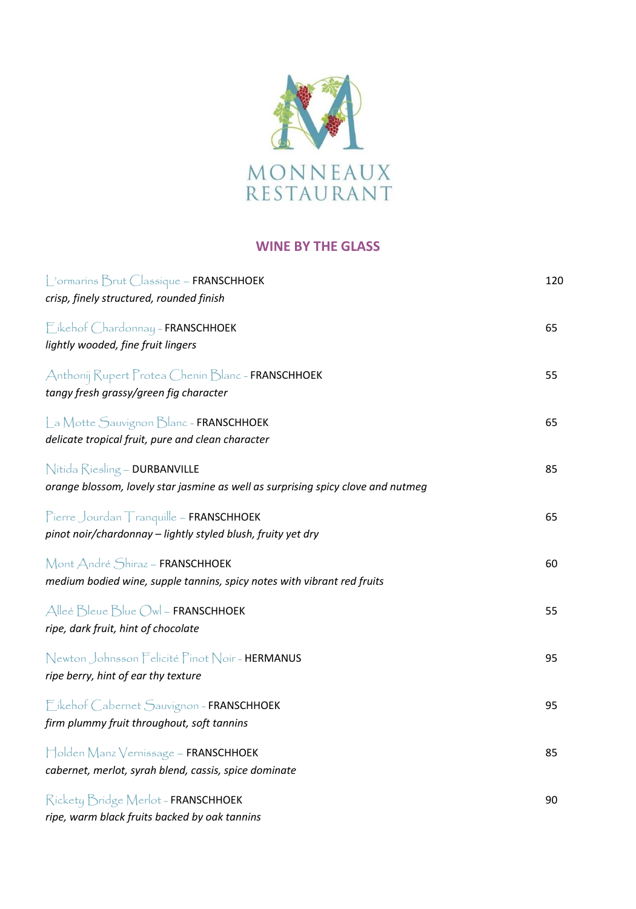MONNEAUX
RESTAURANT

## WINE BY THE GLASS

L'ormarins Brut Classique – **FRANSCHHOEK** 120
*crisp, finely structured, rounded finish*

Eikehof Chardonnay - **FRANSCHHOEK** 65
*lightly wooded, fine fruit lingers*

Anthonij Rupert Protea Chenin Blanc - **FRANSCHHOEK** 55
*tangy fresh grassy/green fig character*

La Motte Sauvignon Blanc - **FRANSCHHOEK** 65
*delicate tropical fruit, pure and clean character*

Nitida Riesling – **DURBANVILLE** 85
*orange blossom, lovely star jasmine as well as surprising spicy clove and nutmeg*

Pierre Jourdan Tranquille – **FRANSCHHOEK** 65
*pinot noir/chardonnay – lightly styled blush, fruity yet dry*

Mont André Shiraz – **FRANSCHHOEK** 60
*medium bodied wine, supple tannins, spicy notes with vibrant red fruits*

Alleé Bleue Blue Owl – **FRANSCHHOEK** 55
*ripe, dark fruit, hint of chocolate*

Newton Johnsson Felicité Pinot Noir - **HERMANUS** 95
*ripe berry, hint of ear thy texture*

Eikehof Cabernet Sauvignon - **FRANSCHHOEK** 95
*firm plummy fruit throughout, soft tannins*

Holden Manz Vernissage – **FRANSCHHOEK** 85
*cabernet, merlot, syrah blend, cassis, spice dominate*

Rickety Bridge Merlot - **FRANSCHHOEK** 90
*ripe, warm black fruits backed by oak tannins*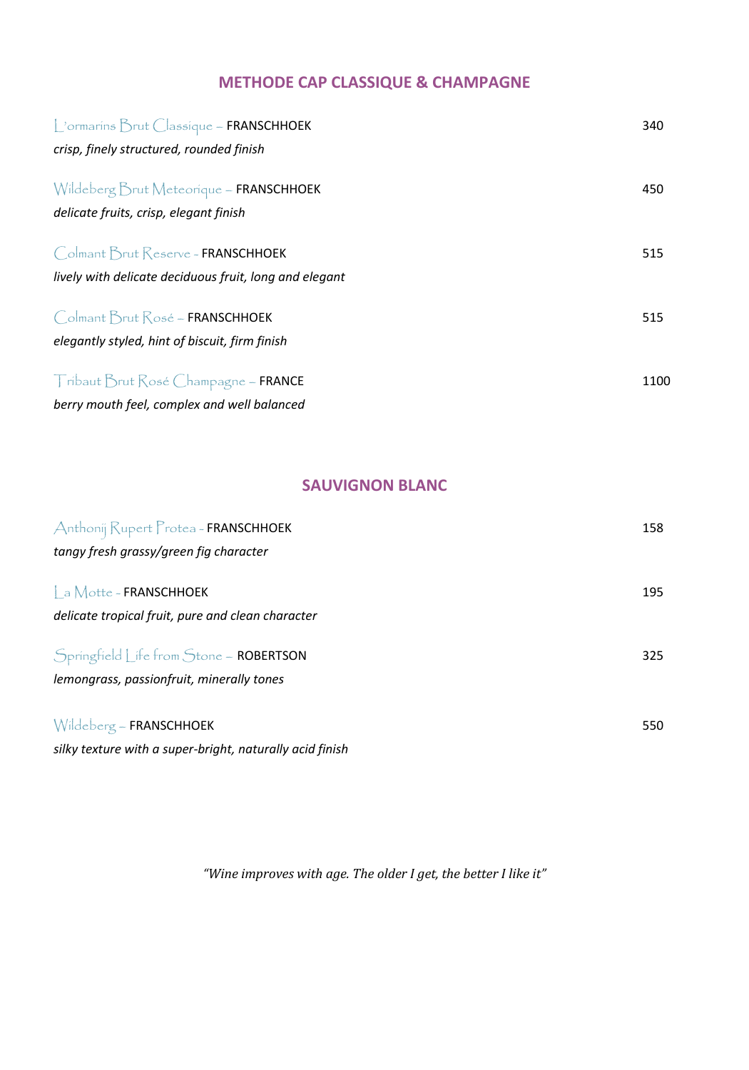## METHODE CAP CLASSIQUE & CHAMPAGNE

L'ormarins Brut Classique – **FRANSCHHOEK** 340
*crisp, finely structured, rounded finish*

Wildeberg Brut Meteorique – **FRANSCHHOEK** 450
*delicate fruits, crisp, elegant finish*

Colmant Brut Reserve - **FRANSCHHOEK** 515
*lively with delicate deciduous fruit, long and elegant*

Colmant Brut Rosé – **FRANSCHHOEK** 515
*elegantly styled, hint of biscuit, firm finish*

Tribaut Brut Rosé Champagne – **FRANCE** 1100
*berry mouth feel, complex and well balanced*

## SAUVIGNON BLANC

Anthonij Rupert Protea - **FRANSCHHOEK** 158
*tangy fresh grassy/green fig character*

La Motte - **FRANSCHHOEK** 195
*delicate tropical fruit, pure and clean character*

Springfield Life from Stone – **ROBERTSON** 325
*lemongrass, passionfruit, minerally tones*

Wildeberg – **FRANSCHHOEK** 550
*silky texture with a super-bright, naturally acid finish*

*"Wine improves with age. The older I get, the better I like it"*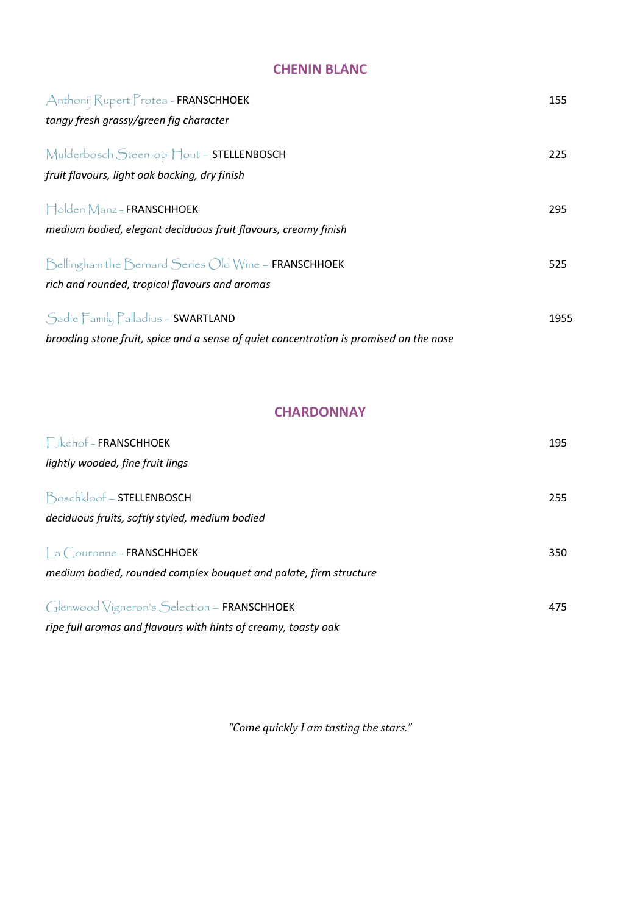## CHENIN BLANC

Anthonij Rupert Protea - **FRANSCHHOEK** 155

*tangy fresh grassy/green fig character*

Mulderbosch Steen-op-Hout – **STELLENBOSCH** 225

*fruit flavours, light oak backing, dry finish*

Holden Manz - **FRANSCHHOEK** 295

*medium bodied, elegant deciduous fruit flavours, creamy finish*

Bellingham the Bernard Series Old Wine – **FRANSCHHOEK** 525

*rich and rounded, tropical flavours and aromas*

Sadie Family Palladius – **SWARTLAND** 1955

*brooding stone fruit, spice and a sense of quiet concentration is promised on the nose*

## CHARDONNAY

Eikehof - **FRANSCHHOEK** 195

*lightly wooded, fine fruit lings*

Boschkloof – **STELLENBOSCH** 255

*deciduous fruits, softly styled, medium bodied*

La Couronne - **FRANSCHHOEK** 350

*medium bodied, rounded complex bouquet and palate, firm structure*

Glenwood Vigneron's Selection – **FRANSCHHOEK** 475

*ripe full aromas and flavours with hints of creamy, toasty oak*

*"Come quickly I am tasting the stars."*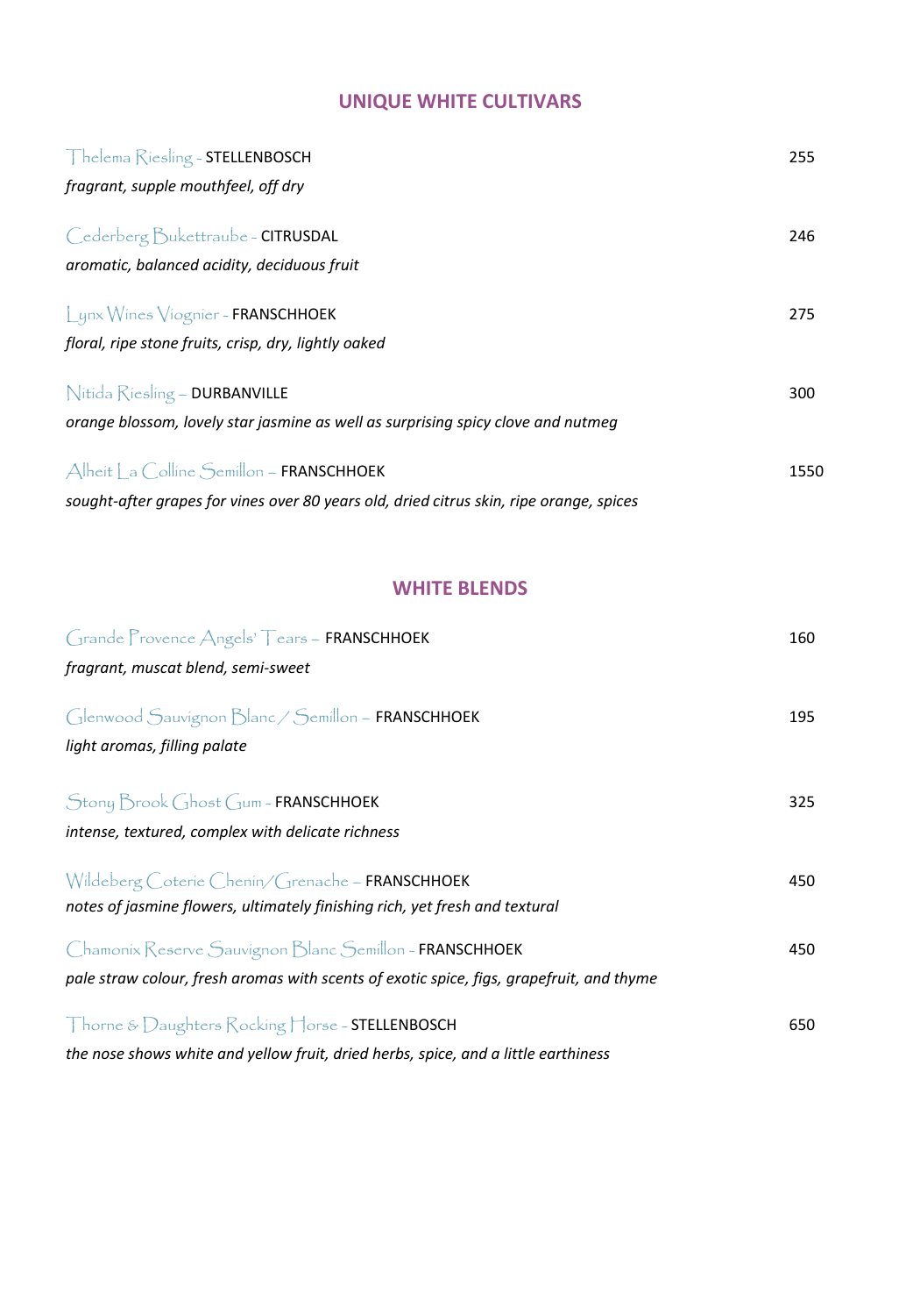## UNIQUE WHITE CULTIVARS

Thelema Riesling - **STELLENBOSCH** 255
*fragrant, supple mouthfeel, off dry*

Cederberg Bukettraube - **CITRUSDAL** 246
*aromatic, balanced acidity, deciduous fruit*

Lynx Wines Viognier - **FRANSCHHOEK** 275
*floral, ripe stone fruits, crisp, dry, lightly oaked*

Nitida Riesling – **DURBANVILLE** 300
*orange blossom, lovely star jasmine as well as surprising spicy clove and nutmeg*

Alheit La Colline Semillon – **FRANSCHHOEK** 1550
*sought-after grapes for vines over 80 years old, dried citrus skin, ripe orange, spices*

## WHITE BLENDS

Grande Provence Angels' Tears – **FRANSCHHOEK** 160
*fragrant, muscat blend, semi-sweet*

Glenwood Sauvignon Blanc / Semillon – **FRANSCHHOEK** 195
*light aromas, filling palate*

Stony Brook Ghost Gum - **FRANSCHHOEK** 325
*intense, textured, complex with delicate richness*

Wildeberg Coterie Chenin/Grenache – **FRANSCHHOEK** 450
*notes of jasmine flowers, ultimately finishing rich, yet fresh and textural*

Chamonix Reserve Sauvignon Blanc Semillon - **FRANSCHHOEK** 450
*pale straw colour, fresh aromas with scents of exotic spice, figs, grapefruit, and thyme*

Thorne & Daughters Rocking Horse - **STELLENBOSCH** 650
*the nose shows white and yellow fruit, dried herbs, spice, and a little earthiness*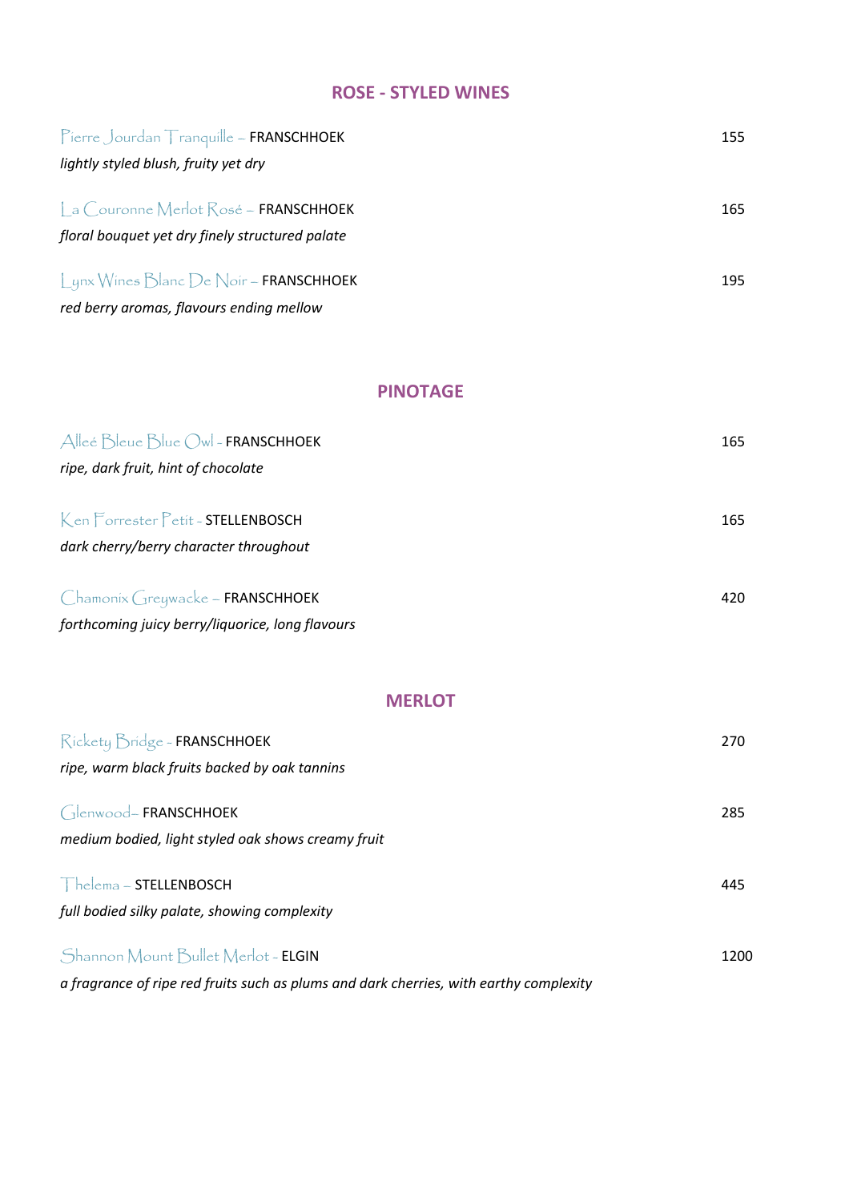## ROSE - STYLED WINES

Pierre Jourdan Tranquille – **FRANSCHHOEK** 155
*lightly styled blush, fruity yet dry*

La Couronne Merlot Rosé – **FRANSCHHOEK** 165
*floral bouquet yet dry finely structured palate*

Lynx Wines Blanc De Noir – **FRANSCHHOEK** 195
*red berry aromas, flavours ending mellow*

## PINOTAGE

Alleé Bleue Blue Owl - **FRANSCHHOEK** 165
*ripe, dark fruit, hint of chocolate*

Ken Forrester Petit - **STELLENBOSCH** 165
*dark cherry/berry character throughout*

Chamonix Greywacke – **FRANSCHHOEK** 420
*forthcoming juicy berry/liquorice, long flavours*

## MERLOT

Rickety Bridge - **FRANSCHHOEK** 270
*ripe, warm black fruits backed by oak tannins*

Glenwood– **FRANSCHHOEK** 285
*medium bodied, light styled oak shows creamy fruit*

Thelema – **STELLENBOSCH** 445
*full bodied silky palate, showing complexity*

Shannon Mount Bullet Merlot - **ELGIN** 1200
*a fragrance of ripe red fruits such as plums and dark cherries, with earthy complexity*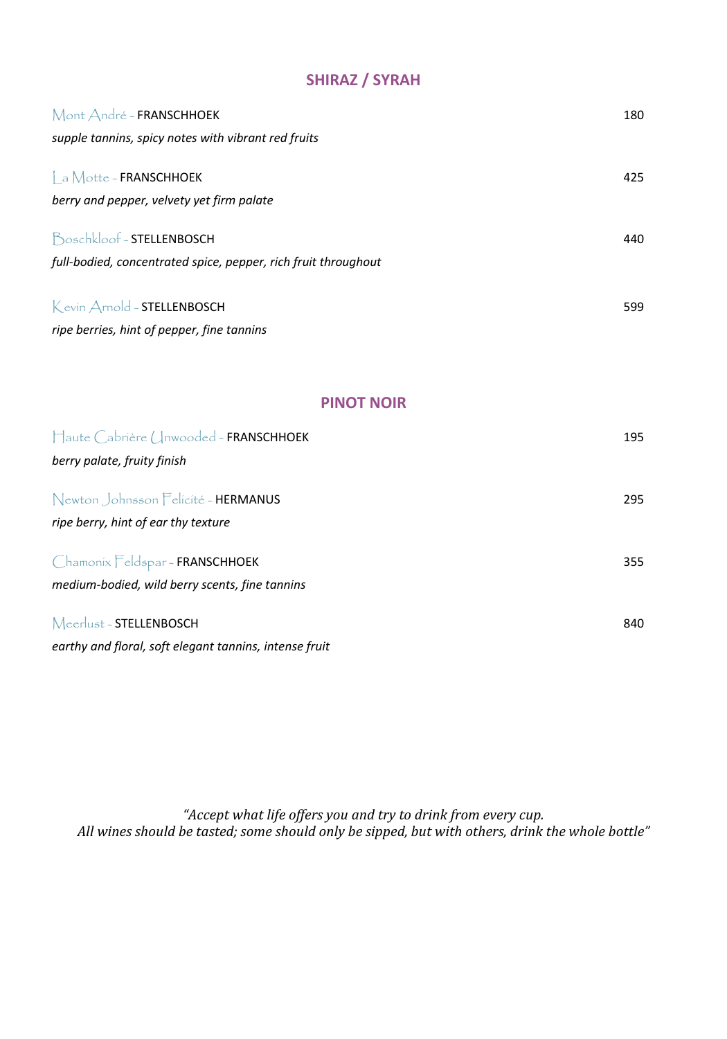## SHIRAZ / SYRAH

Mont André - **FRANSCHHOEK** 180

*supple tannins, spicy notes with vibrant red fruits*

La Motte - **FRANSCHHOEK** 425

*berry and pepper, velvety yet firm palate*

Boschkloof - **STELLENBOSCH** 440

*full-bodied, concentrated spice, pepper, rich fruit throughout*

Kevin Arnold - **STELLENBOSCH** 599

*ripe berries, hint of pepper, fine tannins*

## PINOT NOIR

Haute Cabrière Unwooded - **FRANSCHHOEK** 195

*berry palate, fruity finish*

Newton Johnsson Felicité - **HERMANUS** 295

*ripe berry, hint of ear thy texture*

Chamonix Feldspar - **FRANSCHHOEK** 355

*medium-bodied, wild berry scents, fine tannins*

Meerlust - **STELLENBOSCH** 840

*earthy and floral, soft elegant tannins, intense fruit*

*"Accept what life offers you and try to drink from every cup.
All wines should be tasted; some should only be sipped, but with others, drink the whole bottle"*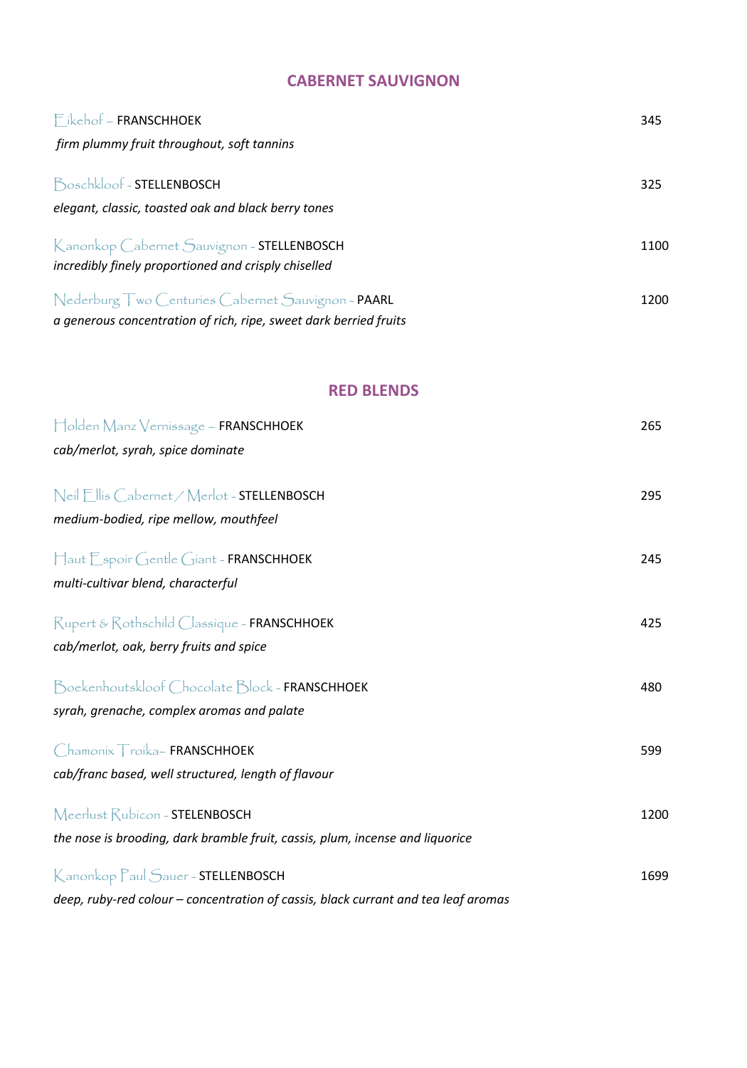## CABERNET SAUVIGNON

Eikehof – **FRANSCHHOEK** 345

*firm plummy fruit throughout, soft tannins*

Boschkloof - **STELLENBOSCH** 325

*elegant, classic, toasted oak and black berry tones*

Kanonkop Cabernet Sauvignon - **STELLENBOSCH** 1100

*incredibly finely proportioned and crisply chiselled*

Nederburg Two Centuries Cabernet Sauvignon - **PAARL** 1200

*a generous concentration of rich, ripe, sweet dark berried fruits*

## RED BLENDS

Holden Manz Vernissage – **FRANSCHHOEK** 265

*cab/merlot, syrah, spice dominate*

Neil Ellis Cabernet / Merlot - **STELLENBOSCH** 295

*medium-bodied, ripe mellow, mouthfeel*

Haut Espoir Gentle Giant - **FRANSCHHOEK** 245

*multi-cultivar blend, characterful*

Rupert & Rothschild Classique - **FRANSCHHOEK** 425

*cab/merlot, oak, berry fruits and spice*

Boekenhoutskloof Chocolate Block - **FRANSCHHOEK** 480

*syrah, grenache, complex aromas and palate*

Chamonix Troika– **FRANSCHHOEK** 599

*cab/franc based, well structured, length of flavour*

Meerlust Rubicon - **STELENBOSCH** 1200

*the nose is brooding, dark bramble fruit, cassis, plum, incense and liquorice*

Kanonkop Paul Sauer - **STELLENBOSCH** 1699

*deep, ruby-red colour – concentration of cassis, black currant and tea leaf aromas*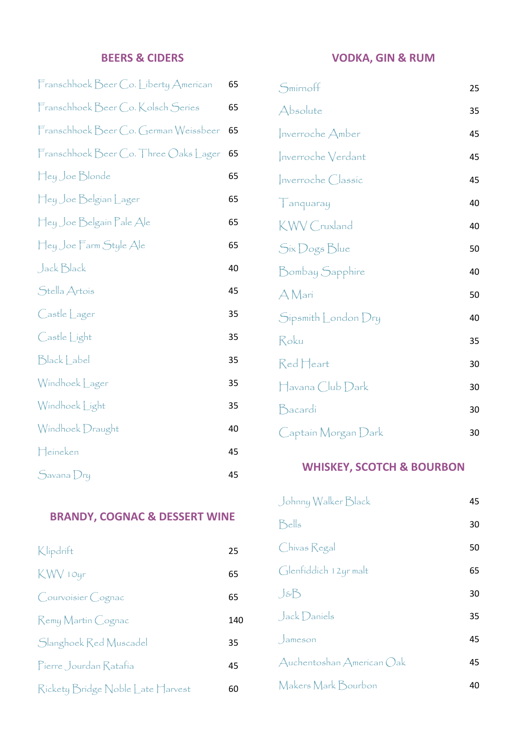## BEERS & CIDERS

| Item | Price |
|---|---|
| Franschhoek Beer Co. Liberty American | 65 |
| Franschhoek Beer Co. Kolsch Series | 65 |
| Franschhoek Beer Co. German Weissbeer | 65 |
| Franschhoek Beer Co. Three Oaks Lager | 65 |
| Hey Joe Blonde | 65 |
| Hey Joe Belgian Lager | 65 |
| Hey Joe Belgain Pale Ale | 65 |
| Hey Joe Farm Style Ale | 65 |
| Jack Black | 40 |
| Stella Artois | 45 |
| Castle Lager | 35 |
| Castle Light | 35 |
| Black Label | 35 |
| Windhoek Lager | 35 |
| Windhoek Light | 35 |
| Windhoek Draught | 40 |
| Heineken | 45 |
| Savana Dry | 45 |

## BRANDY, COGNAC & DESSERT WINE

| Item | Price |
|---|---|
| Klipdrift | 25 |
| KWV 10yr | 65 |
| Courvoisier Cognac | 65 |
| Remy Martin Cognac | 140 |
| Slanghoek Red Muscadel | 35 |
| Pierre Jourdan Ratafia | 45 |
| Rickety Bridge Noble Late Harvest | 60 |

## VODKA, GIN & RUM

| Item | Price |
|---|---|
| Smirnoff | 25 |
| Absolute | 35 |
| Inverroche Amber | 45 |
| Inverroche Verdant | 45 |
| Inverroche Classic | 45 |
| Tanquaray | 40 |
| KWV Cruxland | 40 |
| Six Dogs Blue | 50 |
| Bombay Sapphire | 40 |
| A Mari | 50 |
| Sipsmith London Dry | 40 |
| Roku | 35 |
| Red Heart | 30 |
| Havana Club Dark | 30 |
| Bacardi | 30 |
| Captain Morgan Dark | 30 |

## WHISKEY, SCOTCH & BOURBON

| Item | Price |
|---|---|
| Johnny Walker Black | 45 |
| Bells | 30 |
| Chivas Regal | 50 |
| Glenfiddich 12yr malt | 65 |
| J&B | 30 |
| Jack Daniels | 35 |
| Jameson | 45 |
| Auchentoshan American Oak | 45 |
| Makers Mark Bourbon | 40 |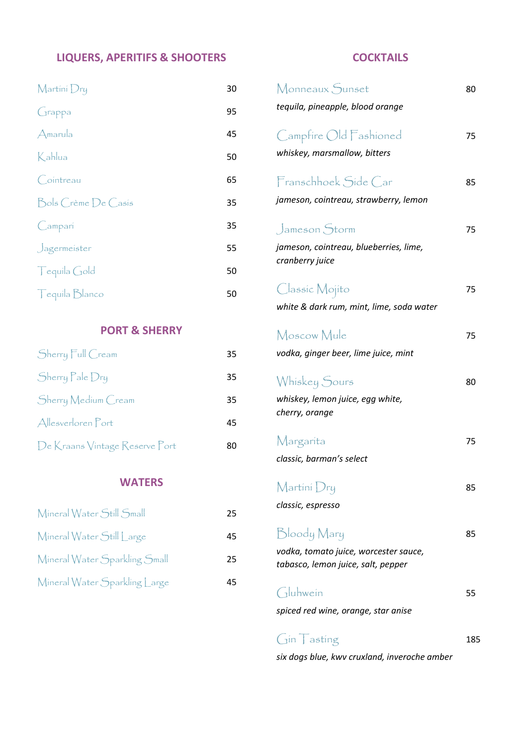## LIQUERS, APERITIFS & SHOOTERS

| | |
|---|---|
| Martini Dry | 30 |
| Grappa | 95 |
| Amarula | 45 |
| Kahlua | 50 |
| Cointreau | 65 |
| Bols Crème De Casis | 35 |
| Campari | 35 |
| Jagermeister | 55 |
| Tequila Gold | 50 |
| Tequila Blanco | 50 |

## PORT & SHERRY

| | |
|---|---|
| Sherry Full Cream | 35 |
| Sherry Pale Dry | 35 |
| Sherry Medium Cream | 35 |
| Allesverloren Port | 45 |
| De Kraans Vintage Reserve Port | 80 |

## WATERS

| | |
|---|---|
| Mineral Water Still Small | 25 |
| Mineral Water Still Large | 45 |
| Mineral Water Sparkling Small | 25 |
| Mineral Water Sparkling Large | 45 |

## COCKTAILS

Monneaux Sunset — 80
*tequila, pineapple, blood orange*

Campfire Old Fashioned — 75
*whiskey, marsmallow, bitters*

Franschhoek Side Car — 85
*jameson, cointreau, strawberry, lemon*

Jameson Storm — 75
*jameson, cointreau, blueberries, lime, cranberry juice*

Classic Mojito — 75
*white & dark rum, mint, lime, soda water*

Moscow Mule — 75
*vodka, ginger beer, lime juice, mint*

Whiskey Sours — 80
*whiskey, lemon juice, egg white, cherry, orange*

Margarita — 75
*classic, barman's select*

Martini Dry — 85
*classic, espresso*

Bloody Mary — 85
*vodka, tomato juice, worcester sauce, tabasco, lemon juice, salt, pepper*

Gluhwein — 55
*spiced red wine, orange, star anise*

Gin Tasting — 185
*six dogs blue, kwv cruxland, inveroche amber*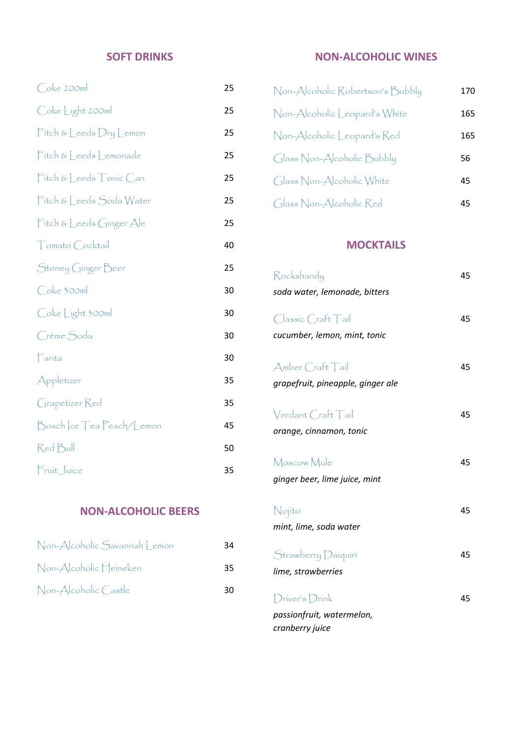## SOFT DRINKS

| | |
|---|---|
| Coke 200ml | 25 |
| Coke Light 200ml | 25 |
| Fitch & Leeds Dry Lemon | 25 |
| Fitch & Leeds Lemonade | 25 |
| Fitch & Leeds Tonic Can | 25 |
| Fitch & Leeds Soda Water | 25 |
| Fitch & Leeds Ginger Ale | 25 |
| Tomato Cocktail | 40 |
| Stoney Ginger Beer | 25 |
| Coke 300ml | 30 |
| Coke Light 300ml | 30 |
| Crème Soda | 30 |
| Fanta | 30 |
| Appletizer | 35 |
| Grapetizer Red | 35 |
| Bosch Ice Tea Peach/Lemon | 45 |
| Red Bull | 50 |
| Fruit Juice | 35 |

## NON-ALCOHOLIC BEERS

| | |
|---|---|
| Non-Alcoholic Savannah Lemon | 34 |
| Non-Alcoholic Heineken | 35 |
| Non-Alcoholic Castle | 30 |

## NON-ALCOHOLIC WINES

| | |
|---|---|
| Non-Alcoholic Robertson's Bubbly | 170 |
| Non-Alcoholic Leopard's White | 165 |
| Non-Alcoholic Leopard's Red | 165 |
| Glass Non-Alcoholic Bubbly | 56 |
| Glass Non-Alcoholic White | 45 |
| Glass Non-Alcoholic Red | 45 |

## MOCKTAILS

Rockshandy — 45
*soda water, lemonade, bitters*

Classic Craft Tail — 45
*cucumber, lemon, mint, tonic*

Amber Craft Tail — 45
*grapefruit, pineapple, ginger ale*

Verdant Craft Tail — 45
*orange, cinnamon, tonic*

Moscow Mule — 45
*ginger beer, lime juice, mint*

Nojito — 45
*mint, lime, soda water*

Strawberry Daiquiri — 45
*lime, strawberries*

Driver's Drink — 45
*passionfruit, watermelon, cranberry juice*